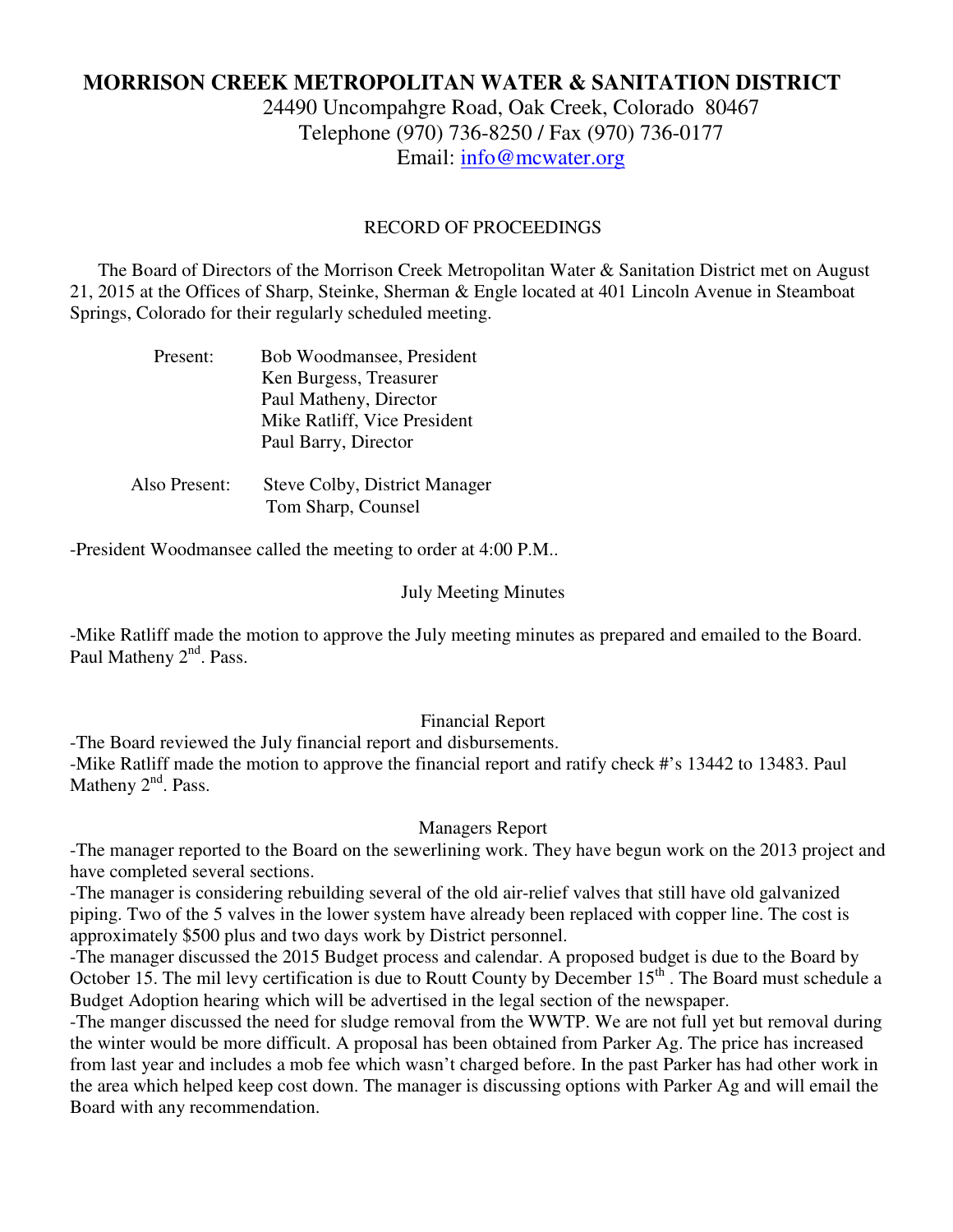# MORRISON CREEK METROPOLITAN WATER & SANITATION DISTRICT

24490 Uncompahgre Road, Oak Creek, Colorado 80467
Telephone (970) 736-8250 / Fax (970) 736-0177
Email: info@mcwater.org

## RECORD OF PROCEEDINGS

The Board of Directors of the Morrison Creek Metropolitan Water & Sanitation District met on August 21, 2015 at the Offices of Sharp, Steinke, Sherman & Engle located at 401 Lincoln Avenue in Steamboat Springs, Colorado for their regularly scheduled meeting.

Present:
- Bob Woodmansee, President
- Ken Burgess, Treasurer
- Paul Matheny, Director
- Mike Ratliff, Vice President
- Paul Barry, Director

Also Present:
- Steve Colby, District Manager
- Tom Sharp, Counsel

-President Woodmansee called the meeting to order at 4:00 P.M..

### July Meeting Minutes

-Mike Ratliff made the motion to approve the July meeting minutes as prepared and emailed to the Board. Paul Matheny 2nd. Pass.

### Financial Report

-The Board reviewed the July financial report and disbursements.
-Mike Ratliff made the motion to approve the financial report and ratify check #'s 13442 to 13483. Paul Matheny 2nd. Pass.

### Managers Report

-The manager reported to the Board on the sewerlining work. They have begun work on the 2013 project and have completed several sections.
-The manager is considering rebuilding several of the old air-relief valves that still have old galvanized piping. Two of the 5 valves in the lower system have already been replaced with copper line. The cost is approximately $500 plus and two days work by District personnel.
-The manager discussed the 2015 Budget process and calendar. A proposed budget is due to the Board by October 15. The mil levy certification is due to Routt County by December 15th . The Board must schedule a Budget Adoption hearing which will be advertised in the legal section of the newspaper.
-The manger discussed the need for sludge removal from the WWTP. We are not full yet but removal during the winter would be more difficult. A proposal has been obtained from Parker Ag. The price has increased from last year and includes a mob fee which wasn't charged before. In the past Parker has had other work in the area which helped keep cost down. The manager is discussing options with Parker Ag and will email the Board with any recommendation.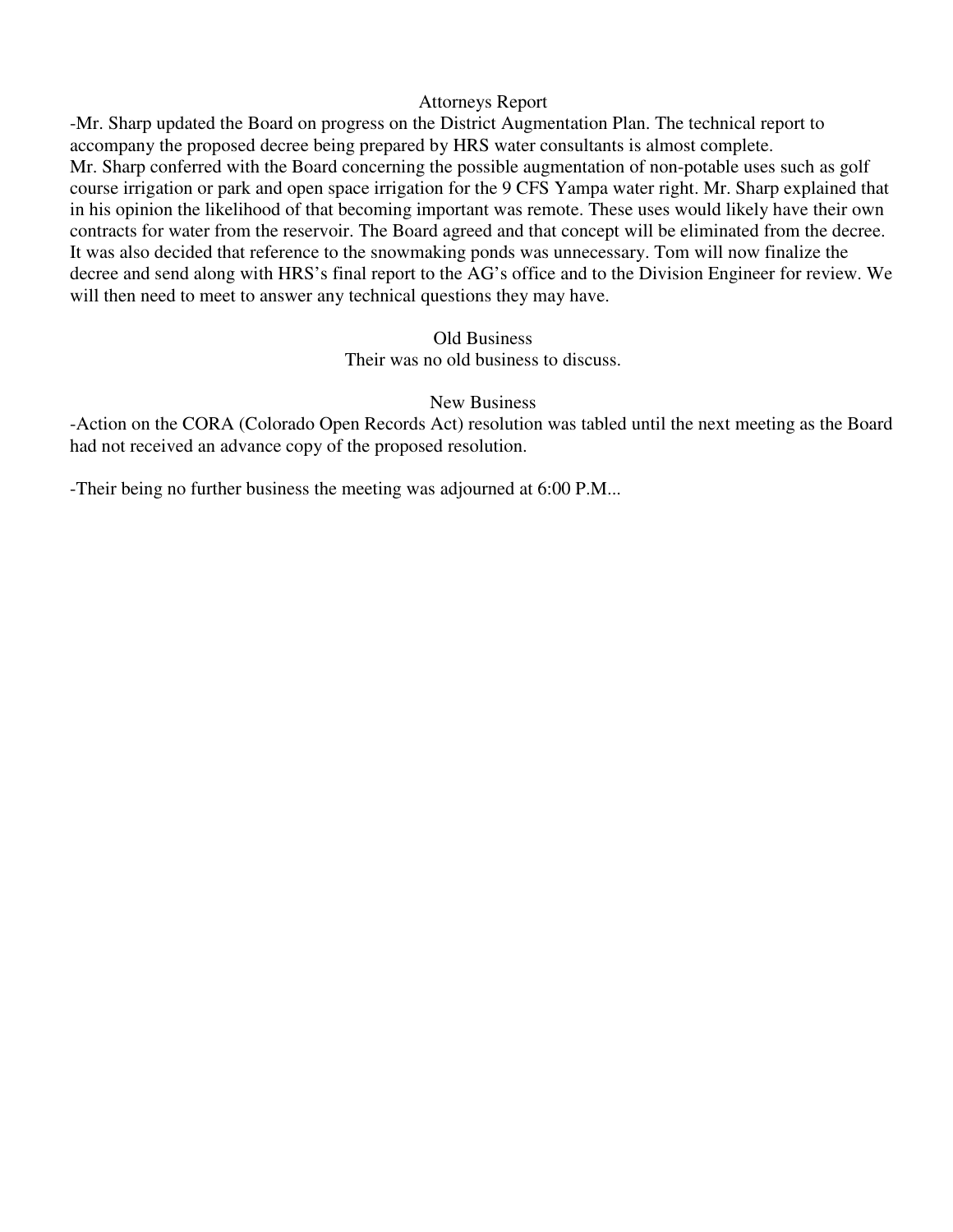## Attorneys Report

-Mr. Sharp updated the Board on progress on the District Augmentation Plan. The technical report to accompany the proposed decree being prepared by HRS water consultants is almost complete.
Mr. Sharp conferred with the Board concerning the possible augmentation of non-potable uses such as golf course irrigation or park and open space irrigation for the 9 CFS Yampa water right. Mr. Sharp explained that in his opinion the likelihood of that becoming important was remote. These uses would likely have their own contracts for water from the reservoir. The Board agreed and that concept will be eliminated from the decree. It was also decided that reference to the snowmaking ponds was unnecessary. Tom will now finalize the decree and send along with HRS's final report to the AG's office and to the Division Engineer for review. We will then need to meet to answer any technical questions they may have.

## Old Business

Their was no old business to discuss.

## New Business

-Action on the CORA (Colorado Open Records Act) resolution was tabled until the next meeting as the Board had not received an advance copy of the proposed resolution.

-Their being no further business the meeting was adjourned at 6:00 P.M...